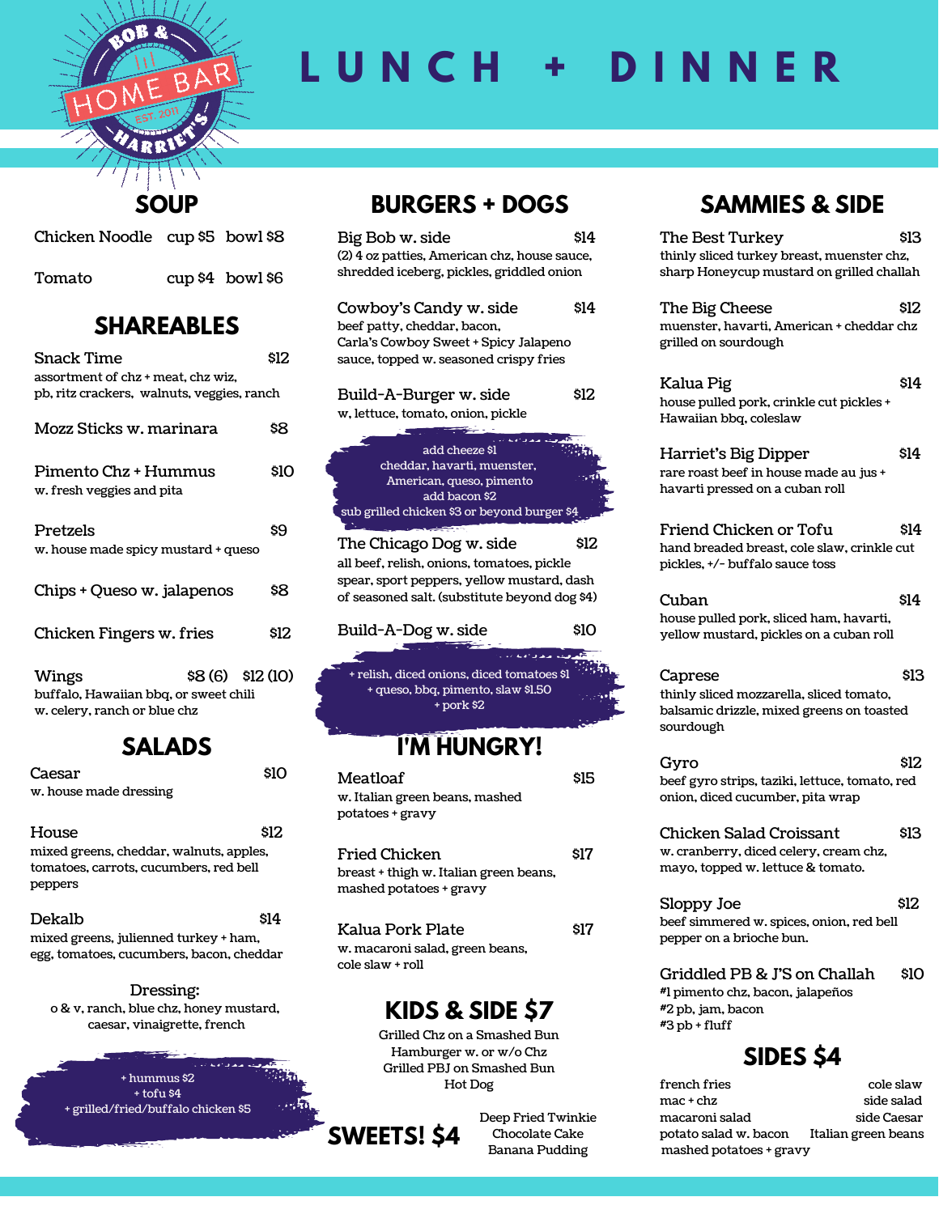BOB & HOME BAR HARRIET'S EST. 2011

# LUNCH + DINNER

## SOUP

Chicken Noodle cup $5 bowl $8

Tomato cup $4 bowl $6

## SHAREABLES

**Snack Time** $12
assortment of chz + meat, chz wiz, pb, ritz crackers, walnuts, veggies, ranch

**Mozz Sticks w. marinara** $8

**Pimento Chz + Hummus** $10
w. fresh veggies and pita

**Pretzels** $9
w. house made spicy mustard + queso

**Chips + Queso w. jalapenos** $8

**Chicken Fingers w. fries** $12

**Wings** $8 (6) $12 (10)
buffalo, Hawaiian bbq, or sweet chili w. celery, ranch or blue chz

## SALADS

**Caesar** $10
w. house made dressing

**House** $12
mixed greens, cheddar, walnuts, apples, tomatoes, carrots, cucumbers, red bell peppers

**Dekalb** $14
mixed greens, julienned turkey + ham, egg, tomatoes, cucumbers, bacon, cheddar

Dressing:
o & v, ranch, blue chz, honey mustard, caesar, vinaigrette, french

+ hummus $2
+ tofu $4
+ grilled/fried/buffalo chicken $5

## BURGERS + DOGS

**Big Bob w. side** $14
(2) 4 oz patties, American chz, house sauce, shredded iceberg, pickles, griddled onion

**Cowboy's Candy w. side** $14
beef patty, cheddar, bacon, Carla's Cowboy Sweet + Spicy Jalapeno sauce, topped w. seasoned crispy fries

**Build-A-Burger w. side** $12
w, lettuce, tomato, onion, pickle

add cheeze $1
cheddar, havarti, muenster, American, queso, pimento
add bacon $2
sub grilled chicken $3 or beyond burger $4

**The Chicago Dog w. side** $12
all beef, relish, onions, tomatoes, pickle spear, sport peppers, yellow mustard, dash of seasoned salt. (substitute beyond dog $4)

**Build-A-Dog w. side** $10

+ relish, diced onions, diced tomatoes $1
+ queso, bbq, pimento, slaw $1.50
+ pork $2

## I'M HUNGRY!

**Meatloaf** $15
w. Italian green beans, mashed potatoes + gravy

**Fried Chicken** $17
breast + thigh w. Italian green beans, mashed potatoes + gravy

**Kalua Pork Plate** $17
w. macaroni salad, green beans, cole slaw + roll

## KIDS & SIDE $7

Grilled Chz on a Smashed Bun
Hamburger w. or w/o Chz
Grilled PBJ on Smashed Bun
Hot Dog

## SWEETS! $4

Deep Fried Twinkie
Chocolate Cake
Banana Pudding

## SAMMIES & SIDE

**The Best Turkey** $13
thinly sliced turkey breast, muenster chz, sharp Honeycup mustard on grilled challah

**The Big Cheese** $12
muenster, havarti, American + cheddar chz grilled on sourdough

**Kalua Pig** $14
house pulled pork, crinkle cut pickles + Hawaiian bbq, coleslaw

**Harriet's Big Dipper** $14
rare roast beef in house made au jus + havarti pressed on a cuban roll

**Friend Chicken or Tofu** $14
hand breaded breast, cole slaw, crinkle cut pickles, +/- buffalo sauce toss

**Cuban** $14
house pulled pork, sliced ham, havarti, yellow mustard, pickles on a cuban roll

**Caprese** $13
thinly sliced mozzarella, sliced tomato, balsamic drizzle, mixed greens on toasted sourdough

**Gyro** $12
beef gyro strips, taziki, lettuce, tomato, red onion, diced cucumber, pita wrap

**Chicken Salad Croissant** $13
w. cranberry, diced celery, cream chz, mayo, topped w. lettuce & tomato.

**Sloppy Joe** $12
beef simmered w. spices, onion, red bell pepper on a brioche bun.

**Griddled PB & J'S on Challah** $10
#1 pimento chz, bacon, jalapeños
#2 pb, jam, bacon
#3 pb + fluff

## SIDES $4

french fries
mac + chz
macaroni salad
potato salad w. bacon
mashed potatoes + gravy
cole slaw
side salad
side Caesar
Italian green beans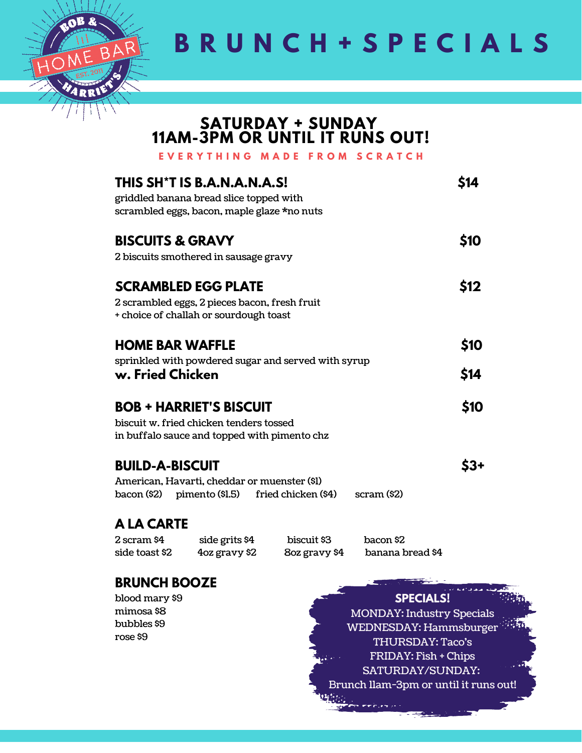BOB & HARRIET'S HOME BAR EST. 2011

# BRUNCH + SPECIALS

## SATURDAY + SUNDAY
## 11AM-3PM OR UNTIL IT RUNS OUT!

EVERYTHING MADE FROM SCRATCH

**THIS SH*T IS B.A.N.A.N.A.S!** **$14**
griddled banana bread slice topped with scrambled eggs, bacon, maple glaze *no nuts

**BISCUITS & GRAVY** **$10**
2 biscuits smothered in sausage gravy

**SCRAMBLED EGG PLATE** **$12**
2 scrambled eggs, 2 pieces bacon, fresh fruit + choice of challah or sourdough toast

**HOME BAR WAFFLE** **$10**
sprinkled with powdered sugar and served with syrup
**w. Fried Chicken** **$14**

**BOB + HARRIET'S BISCUIT** **$10**
biscuit w. fried chicken tenders tossed in buffalo sauce and topped with pimento chz

**BUILD-A-BISCUIT** **$3+**
American, Havarti, cheddar or muenster ($1)
bacon ($2) pimento ($1.5) fried chicken ($4) scram ($2)

### A LA CARTE

| | | | |
|---|---|---|---|
| 2 scram $4 | side grits $4 | biscuit $3 | bacon $2 |
| side toast $2 | 4oz gravy $2 | 8oz gravy $4 | banana bread $4 |

### BRUNCH BOOZE

blood mary $9
mimosa $8
bubbles $9
rose $9

**SPECIALS!**
MONDAY: Industry Specials
WEDNESDAY: Hammsburger
THURSDAY: Taco's
FRIDAY: Fish + Chips
SATURDAY/SUNDAY:
Brunch 11am-3pm or until it runs out!